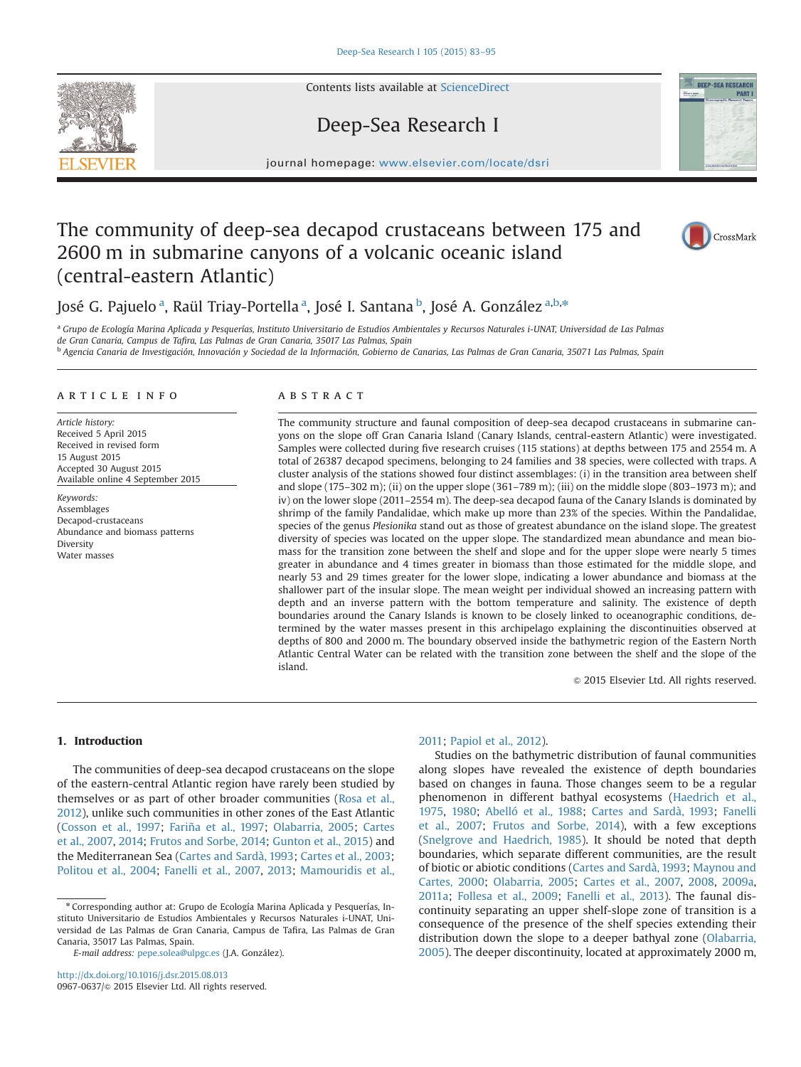# The community of deep-sea decapod crustaceans between 175 and 2600 m in submarine canyons of a volcanic oceanic island (central-eastern Atlantic)

José G. Pajuelo [a], Raül Triay-Portella [a], José I. Santana [b], José A. González [a,b,*]

[a] Grupo de Ecología Marina Aplicada y Pesquerías, Instituto Universitario de Estudios Ambientales y Recursos Naturales i-UNAT, Universidad de Las Palmas de Gran Canaria, Campus de Tafira, Las Palmas de Gran Canaria, 35017 Las Palmas, Spain

[b] Agencia Canaria de Investigación, Innovación y Sociedad de la Información, Gobierno de Canarias, Las Palmas de Gran Canaria, 35071 Las Palmas, Spain

## ARTICLE INFO

*Article history:*
Received 5 April 2015
Received in revised form
15 August 2015
Accepted 30 August 2015
Available online 4 September 2015

*Keywords:*
Assemblages
Decapod-crustaceans
Abundance and biomass patterns
Diversity
Water masses

## ABSTRACT

The community structure and faunal composition of deep-sea decapod crustaceans in submarine canyons on the slope off Gran Canaria Island (Canary Islands, central-eastern Atlantic) were investigated. Samples were collected during five research cruises (115 stations) at depths between 175 and 2554 m. A total of 26387 decapod specimens, belonging to 24 families and 38 species, were collected with traps. A cluster analysis of the stations showed four distinct assemblages: (i) in the transition area between shelf and slope (175–302 m); (ii) on the upper slope (361–789 m); (iii) on the middle slope (803–1973 m); and iv) on the lower slope (2011–2554 m). The deep-sea decapod fauna of the Canary Islands is dominated by shrimp of the family Pandalidae, which make up more than 23% of the species. Within the Pandalidae, species of the genus *Plesionika* stand out as those of greatest abundance on the island slope. The greatest diversity of species was located on the upper slope. The standardized mean abundance and mean biomass for the transition zone between the shelf and slope and for the upper slope were nearly 5 times greater in abundance and 4 times greater in biomass than those estimated for the middle slope, and nearly 53 and 29 times greater for the lower slope, indicating a lower abundance and biomass at the shallower part of the insular slope. The mean weight per individual showed an increasing pattern with depth and an inverse pattern with the bottom temperature and salinity. The existence of depth boundaries around the Canary Islands is known to be closely linked to oceanographic conditions, determined by the water masses present in this archipelago explaining the discontinuities observed at depths of 800 and 2000 m. The boundary observed inside the bathymetric region of the Eastern North Atlantic Central Water can be related with the transition zone between the shelf and the slope of the island.

© 2015 Elsevier Ltd. All rights reserved.

## 1. Introduction

The communities of deep-sea decapod crustaceans on the slope of the eastern-central Atlantic region have rarely been studied by themselves or as part of other broader communities (Rosa et al., 2012), unlike such communities in other zones of the East Atlantic (Cosson et al., 1997; Fariña et al., 1997; Olabarria, 2005; Cartes et al., 2007, 2014; Frutos and Sorbe, 2014; Gunton et al., 2015) and the Mediterranean Sea (Cartes and Sardà, 1993; Cartes et al., 2003; Politou et al., 2004; Fanelli et al., 2007, 2013; Mamouridis et al., 2011; Papiol et al., 2012).

Studies on the bathymetric distribution of faunal communities along slopes have revealed the existence of depth boundaries based on changes in fauna. Those changes seem to be a regular phenomenon in different bathyal ecosystems (Haedrich et al., 1975, 1980; Abelló et al., 1988; Cartes and Sardà, 1993; Fanelli et al., 2007; Frutos and Sorbe, 2014), with a few exceptions (Snelgrove and Haedrich, 1985). It should be noted that depth boundaries, which separate different communities, are the result of biotic or abiotic conditions (Cartes and Sardà, 1993; Maynou and Cartes, 2000; Olabarria, 2005; Cartes et al., 2007, 2008, 2009a, 2011a; Follesa et al., 2009; Fanelli et al., 2013). The faunal discontinuity separating an upper shelf-slope zone of transition is a consequence of the presence of the shelf species extending their distribution down the slope to a deeper bathyal zone (Olabarria, 2005). The deeper discontinuity, located at approximately 2000 m,

* Corresponding author at: Grupo de Ecología Marina Aplicada y Pesquerías, Instituto Universitario de Estudios Ambientales y Recursos Naturales i-UNAT, Universidad de Las Palmas de Gran Canaria, Campus de Tafira, Las Palmas de Gran Canaria, 35017 Las Palmas, Spain.
*E-mail address:* pepe.solea@ulpgc.es (J.A. González).

http://dx.doi.org/10.1016/j.dsr.2015.08.013
0967-0637/© 2015 Elsevier Ltd. All rights reserved.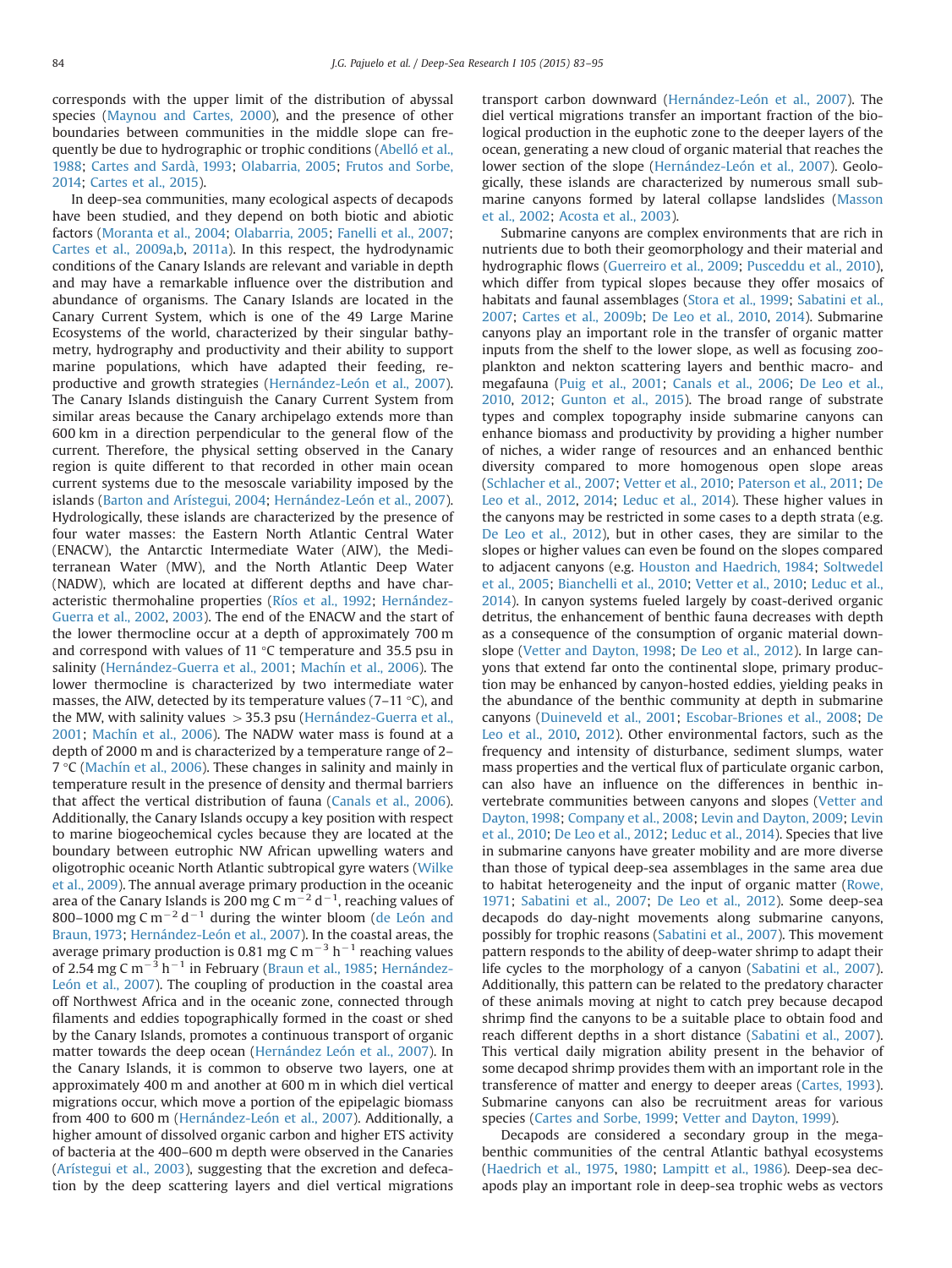corresponds with the upper limit of the distribution of abyssal species (Maynou and Cartes, 2000), and the presence of other boundaries between communities in the middle slope can frequently be due to hydrographic or trophic conditions (Abelló et al., 1988; Cartes and Sardà, 1993; Olabarria, 2005; Frutos and Sorbe, 2014; Cartes et al., 2015).

In deep-sea communities, many ecological aspects of decapods have been studied, and they depend on both biotic and abiotic factors (Moranta et al., 2004; Olabarria, 2005; Fanelli et al., 2007; Cartes et al., 2009a,b, 2011a). In this respect, the hydrodynamic conditions of the Canary Islands are relevant and variable in depth and may have a remarkable influence over the distribution and abundance of organisms. The Canary Islands are located in the Canary Current System, which is one of the 49 Large Marine Ecosystems of the world, characterized by their singular bathymetry, hydrography and productivity and their ability to support marine populations, which have adapted their feeding, reproductive and growth strategies (Hernández-León et al., 2007). The Canary Islands distinguish the Canary Current System from similar areas because the Canary archipelago extends more than 600 km in a direction perpendicular to the general flow of the current. Therefore, the physical setting observed in the Canary region is quite different to that recorded in other main ocean current systems due to the mesoscale variability imposed by the islands (Barton and Arístegui, 2004; Hernández-León et al., 2007). Hydrologically, these islands are characterized by the presence of four water masses: the Eastern North Atlantic Central Water (ENACW), the Antarctic Intermediate Water (AIW), the Mediterranean Water (MW), and the North Atlantic Deep Water (NADW), which are located at different depths and have characteristic thermohaline properties (Ríos et al., 1992; Hernández-Guerra et al., 2002, 2003). The end of the ENACW and the start of the lower thermocline occur at a depth of approximately 700 m and correspond with values of 11 °C temperature and 35.5 psu in salinity (Hernández-Guerra et al., 2001; Machín et al., 2006). The lower thermocline is characterized by two intermediate water masses, the AIW, detected by its temperature values (7–11 °C), and the MW, with salinity values $>35.3$ psu (Hernández-Guerra et al., 2001; Machín et al., 2006). The NADW water mass is found at a depth of 2000 m and is characterized by a temperature range of 2–7 °C (Machín et al., 2006). These changes in salinity and mainly in temperature result in the presence of density and thermal barriers that affect the vertical distribution of fauna (Canals et al., 2006). Additionally, the Canary Islands occupy a key position with respect to marine biogeochemical cycles because they are located at the boundary between eutrophic NW African upwelling waters and oligotrophic oceanic North Atlantic subtropical gyre waters (Wilke et al., 2009). The annual average primary production in the oceanic area of the Canary Islands is 200 mg C $m^{-2}$ $d^{-1}$, reaching values of 800–1000 mg C $m^{-2}$ $d^{-1}$ during the winter bloom (de León and Braun, 1973; Hernández-León et al., 2007). In the coastal areas, the average primary production is 0.81 mg C $m^{-3}$ $h^{-1}$ reaching values of 2.54 mg C $m^{-3}$ $h^{-1}$ in February (Braun et al., 1985; Hernández-León et al., 2007). The coupling of production in the coastal area off Northwest Africa and in the oceanic zone, connected through filaments and eddies topographically formed in the coast or shed by the Canary Islands, promotes a continuous transport of organic matter towards the deep ocean (Hernández León et al., 2007). In the Canary Islands, it is common to observe two layers, one at approximately 400 m and another at 600 m in which diel vertical migrations occur, which move a portion of the epipelagic biomass from 400 to 600 m (Hernández-León et al., 2007). Additionally, a higher amount of dissolved organic carbon and higher ETS activity of bacteria at the 400–600 m depth were observed in the Canaries (Arístegui et al., 2003), suggesting that the excretion and defecation by the deep scattering layers and diel vertical migrations transport carbon downward (Hernández-León et al., 2007). The diel vertical migrations transfer an important fraction of the biological production in the euphotic zone to the deeper layers of the ocean, generating a new cloud of organic material that reaches the lower section of the slope (Hernández-León et al., 2007). Geologically, these islands are characterized by numerous small submarine canyons formed by lateral collapse landslides (Masson et al., 2002; Acosta et al., 2003).

Submarine canyons are complex environments that are rich in nutrients due to both their geomorphology and their material and hydrographic flows (Guerreiro et al., 2009; Pusceddu et al., 2010), which differ from typical slopes because they offer mosaics of habitats and faunal assemblages (Stora et al., 1999; Sabatini et al., 2007; Cartes et al., 2009b; De Leo et al., 2010, 2014). Submarine canyons play an important role in the transfer of organic matter inputs from the shelf to the lower slope, as well as focusing zooplankton and nekton scattering layers and benthic macro- and megafauna (Puig et al., 2001; Canals et al., 2006; De Leo et al., 2010, 2012; Gunton et al., 2015). The broad range of substrate types and complex topography inside submarine canyons can enhance biomass and productivity by providing a higher number of niches, a wider range of resources and an enhanced benthic diversity compared to more homogenous open slope areas (Schlacher et al., 2007; Vetter et al., 2010; Paterson et al., 2011; De Leo et al., 2012, 2014; Leduc et al., 2014). These higher values in the canyons may be restricted in some cases to a depth strata (e.g. De Leo et al., 2012), but in other cases, they are similar to the slopes or higher values can even be found on the slopes compared to adjacent canyons (e.g. Houston and Haedrich, 1984; Soltwedel et al., 2005; Bianchelli et al., 2010; Vetter et al., 2010; Leduc et al., 2014). In canyon systems fueled largely by coast-derived organic detritus, the enhancement of benthic fauna decreases with depth as a consequence of the consumption of organic material downslope (Vetter and Dayton, 1998; De Leo et al., 2012). In large canyons that extend far onto the continental slope, primary production may be enhanced by canyon-hosted eddies, yielding peaks in the abundance of the benthic community at depth in submarine canyons (Duineveld et al., 2001; Escobar-Briones et al., 2008; De Leo et al., 2010, 2012). Other environmental factors, such as the frequency and intensity of disturbance, sediment slumps, water mass properties and the vertical flux of particulate organic carbon, can also have an influence on the differences in benthic invertebrate communities between canyons and slopes (Vetter and Dayton, 1998; Company et al., 2008; Levin and Dayton, 2009; Levin et al., 2010; De Leo et al., 2012; Leduc et al., 2014). Species that live in submarine canyons have greater mobility and are more diverse than those of typical deep-sea assemblages in the same area due to habitat heterogeneity and the input of organic matter (Rowe, 1971; Sabatini et al., 2007; De Leo et al., 2012). Some deep-sea decapods do day-night movements along submarine canyons, possibly for trophic reasons (Sabatini et al., 2007). This movement pattern responds to the ability of deep-water shrimp to adapt their life cycles to the morphology of a canyon (Sabatini et al., 2007). Additionally, this pattern can be related to the predatory character of these animals moving at night to catch prey because decapod shrimp find the canyons to be a suitable place to obtain food and reach different depths in a short distance (Sabatini et al., 2007). This vertical daily migration ability present in the behavior of some decapod shrimp provides them with an important role in the transference of matter and energy to deeper areas (Cartes, 1993). Submarine canyons can also be recruitment areas for various species (Cartes and Sorbe, 1999; Vetter and Dayton, 1999).

Decapods are considered a secondary group in the megabenthic communities of the central Atlantic bathyal ecosystems (Haedrich et al., 1975, 1980; Lampitt et al., 1986). Deep-sea decapods play an important role in deep-sea trophic webs as vectors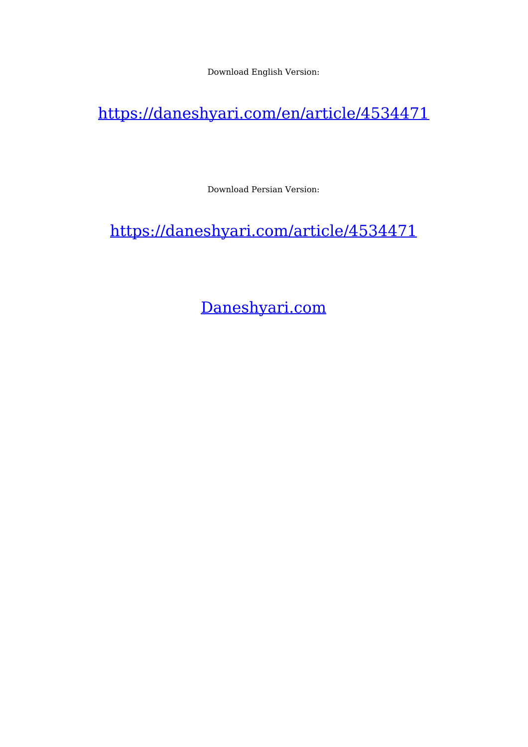Download English Version:

https://daneshyari.com/en/article/4534471

Download Persian Version:

https://daneshyari.com/article/4534471

Daneshyari.com